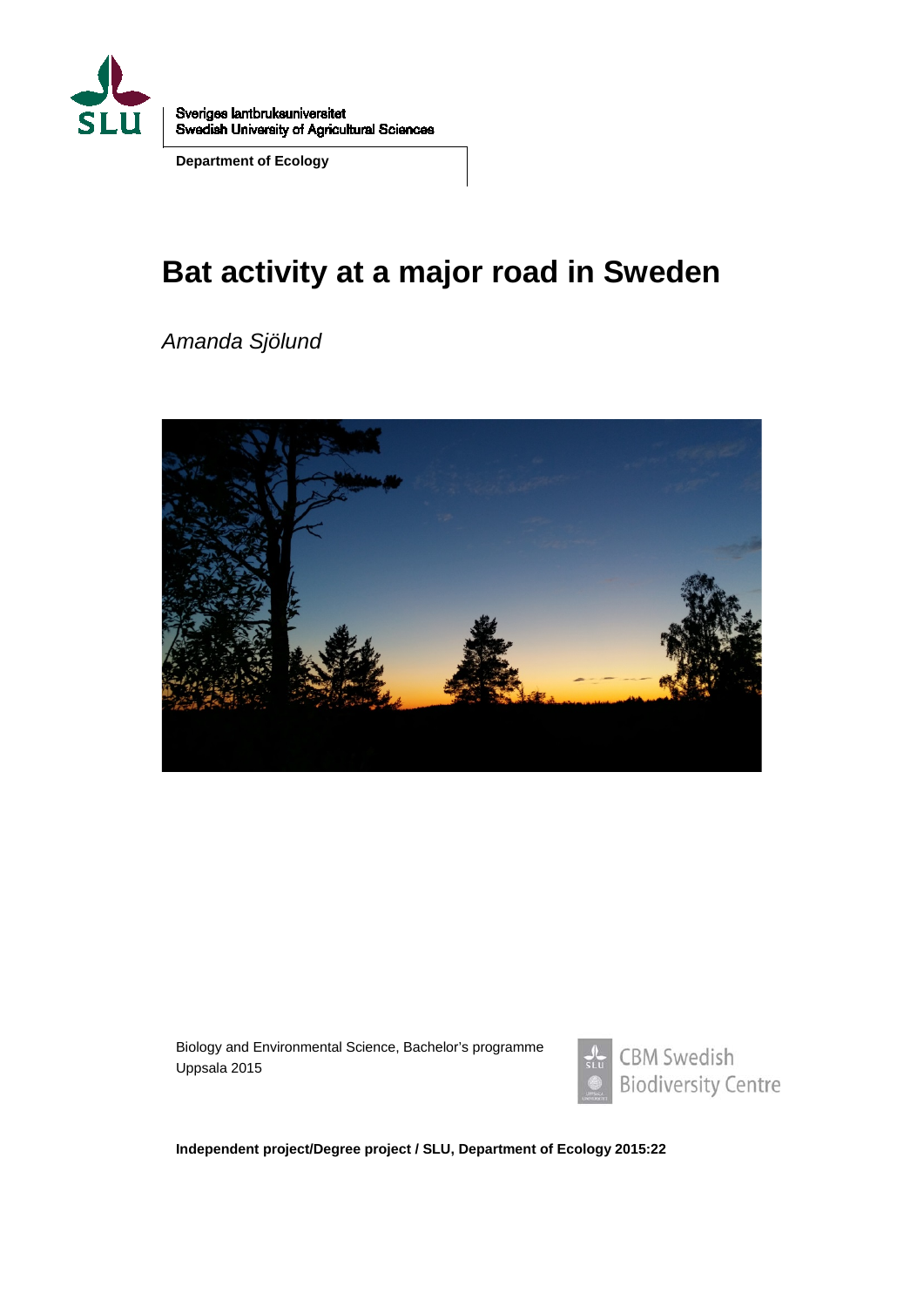Sveriges lantbruksuniversitet
Swedish University of Agricultural Sciences

**Department of Ecology**

# Bat activity at a major road in Sweden

*Amanda Sjölund*

Biology and Environmental Science, Bachelor's programme
Uppsala 2015

CBM Swedish Biodiversity Centre

**Independent project/Degree project / SLU, Department of Ecology 2015:22**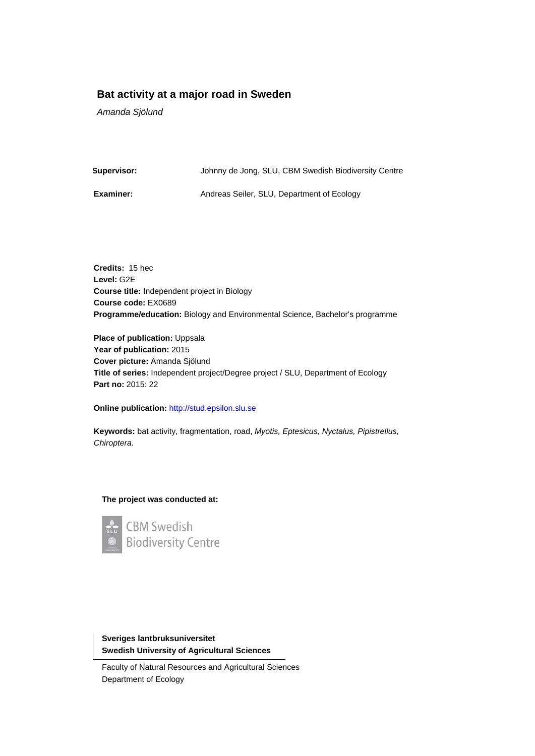# Bat activity at a major road in Sweden

*Amanda Sjölund*

**Supervisor:** Johnny de Jong, SLU, CBM Swedish Biodiversity Centre

**Examiner:** Andreas Seiler, SLU, Department of Ecology

**Credits:** 15 hec
**Level:** G2E
**Course title:** Independent project in Biology
**Course code:** EX0689
**Programme/education:** Biology and Environmental Science, Bachelor's programme

**Place of publication:** Uppsala
**Year of publication:** 2015
**Cover picture:** Amanda Sjölund
**Title of series:** Independent project/Degree project / SLU, Department of Ecology
**Part no:** 2015: 22

**Online publication:** http://stud.epsilon.slu.se

**Keywords:** bat activity, fragmentation, road, *Myotis, Eptesicus, Nyctalus, Pipistrellus, Chiroptera.*

**The project was conducted at:**

CBM Swedish Biodiversity Centre

**Sveriges lantbruksuniversitet**
**Swedish University of Agricultural Sciences**

Faculty of Natural Resources and Agricultural Sciences
Department of Ecology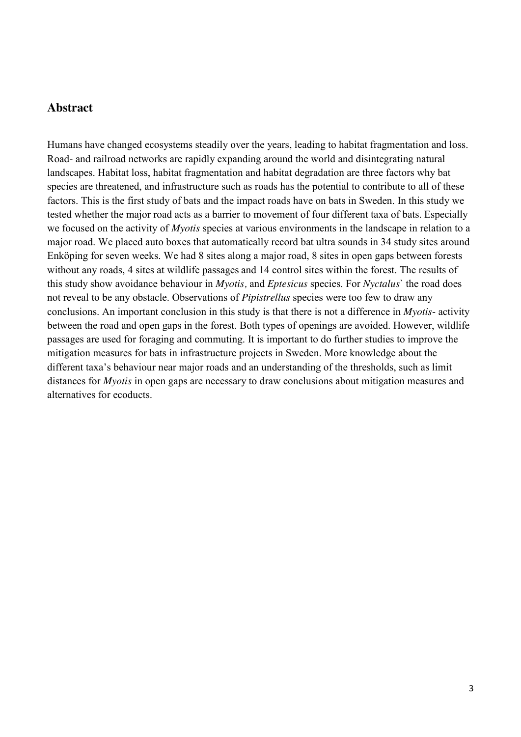## Abstract

Humans have changed ecosystems steadily over the years, leading to habitat fragmentation and loss. Road- and railroad networks are rapidly expanding around the world and disintegrating natural landscapes. Habitat loss, habitat fragmentation and habitat degradation are three factors why bat species are threatened, and infrastructure such as roads has the potential to contribute to all of these factors. This is the first study of bats and the impact roads have on bats in Sweden. In this study we tested whether the major road acts as a barrier to movement of four different taxa of bats. Especially we focused on the activity of *Myotis* species at various environments in the landscape in relation to a major road. We placed auto boxes that automatically record bat ultra sounds in 34 study sites around Enköping for seven weeks. We had 8 sites along a major road, 8 sites in open gaps between forests without any roads, 4 sites at wildlife passages and 14 control sites within the forest. The results of this study show avoidance behaviour in *Myotis,* and *Eptesicus* species. For *Nyctalus*` the road does not reveal to be any obstacle. Observations of *Pipistrellus* species were too few to draw any conclusions. An important conclusion in this study is that there is not a difference in *Myotis*- activity between the road and open gaps in the forest. Both types of openings are avoided. However, wildlife passages are used for foraging and commuting. It is important to do further studies to improve the mitigation measures for bats in infrastructure projects in Sweden. More knowledge about the different taxa's behaviour near major roads and an understanding of the thresholds, such as limit distances for *Myotis* in open gaps are necessary to draw conclusions about mitigation measures and alternatives for ecoducts.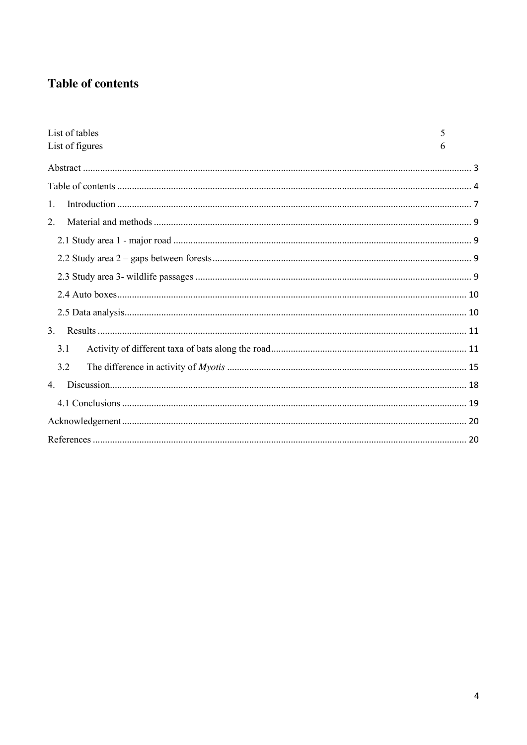# Table of contents

List of tables 5
List of figures 6

Abstract ............................................................................................................................................ 3

Table of contents .............................................................................................................................. 4

1. Introduction .............................................................................................................................. 7

2. Material and methods ................................................................................................................ 9

   2.1 Study area 1 - major road ........................................................................................................ 9

   2.2 Study area 2 – gaps between forests ........................................................................................ 9

   2.3 Study area 3- wildlife passages ............................................................................................... 9

   2.4 Auto boxes ............................................................................................................................. 10

   2.5 Data analysis .......................................................................................................................... 10

3. Results ..................................................................................................................................... 11

   3.1 Activity of different taxa of bats along the road .................................................................. 11

   3.2 The difference in activity of *Myotis* ................................................................................... 15

4. Discussion ................................................................................................................................ 18

   4.1 Conclusions ........................................................................................................................... 19

Acknowledgement ........................................................................................................................... 20

References ...................................................................................................................................... 20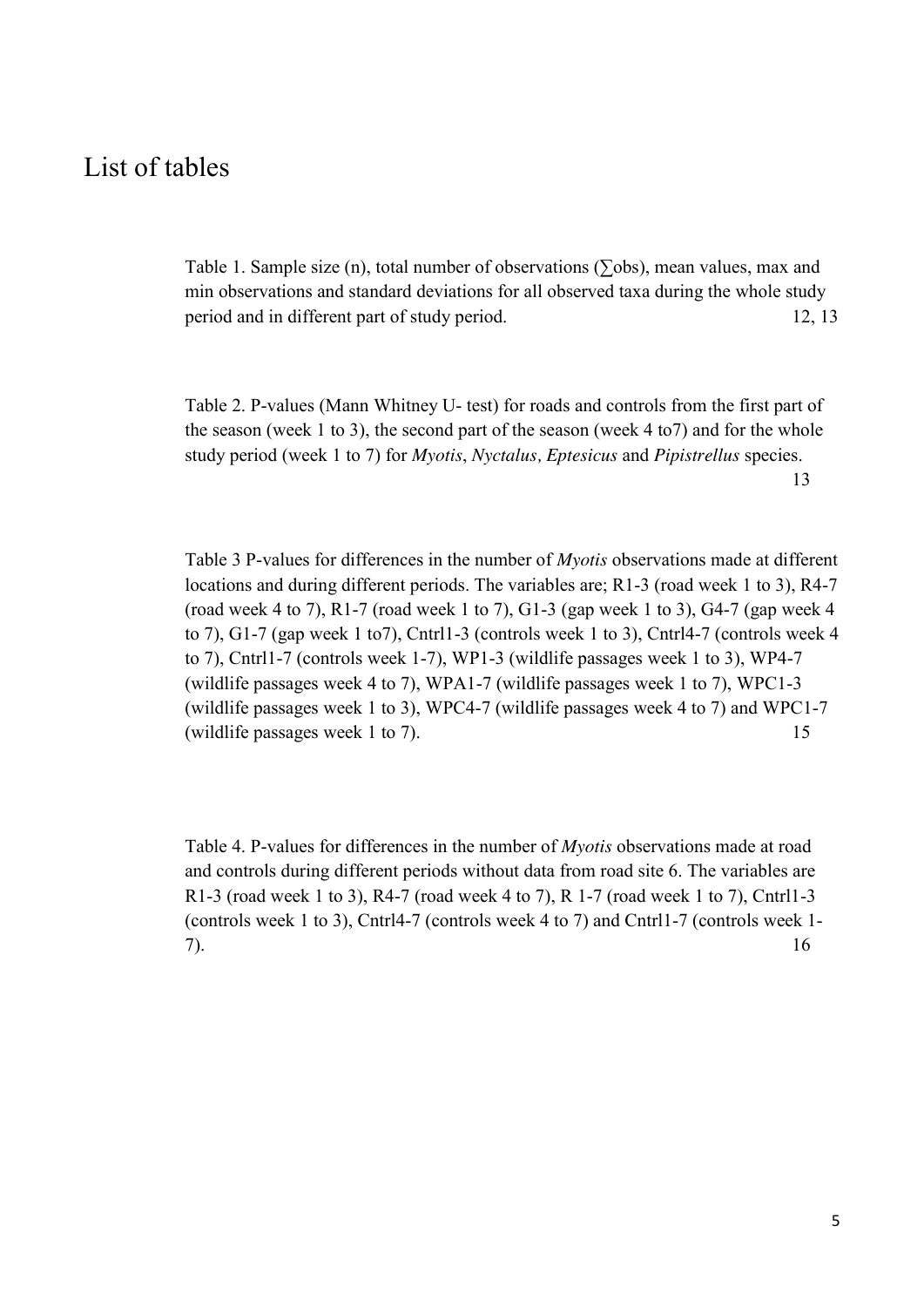# List of tables

Table 1. Sample size (n), total number of observations (∑obs), mean values, max and min observations and standard deviations for all observed taxa during the whole study period and in different part of study period. 12, 13

Table 2. P-values (Mann Whitney U- test) for roads and controls from the first part of the season (week 1 to 3), the second part of the season (week 4 to7) and for the whole study period (week 1 to 7) for *Myotis*, *Nyctalus, Eptesicus* and *Pipistrellus* species. 13

Table 3 P-values for differences in the number of *Myotis* observations made at different locations and during different periods. The variables are; R1-3 (road week 1 to 3), R4-7 (road week 4 to 7), R1-7 (road week 1 to 7), G1-3 (gap week 1 to 3), G4-7 (gap week 4 to 7), G1-7 (gap week 1 to7), Cntrl1-3 (controls week 1 to 3), Cntrl4-7 (controls week 4 to 7), Cntrl1-7 (controls week 1-7), WP1-3 (wildlife passages week 1 to 3), WP4-7 (wildlife passages week 4 to 7), WPA1-7 (wildlife passages week 1 to 7), WPC1-3 (wildlife passages week 1 to 3), WPC4-7 (wildlife passages week 4 to 7) and WPC1-7 (wildlife passages week 1 to 7). 15

Table 4. P-values for differences in the number of *Myotis* observations made at road and controls during different periods without data from road site 6. The variables are R1-3 (road week 1 to 3), R4-7 (road week 4 to 7), R 1-7 (road week 1 to 7), Cntrl1-3 (controls week 1 to 3), Cntrl4-7 (controls week 4 to 7) and Cntrl1-7 (controls week 1-7). 16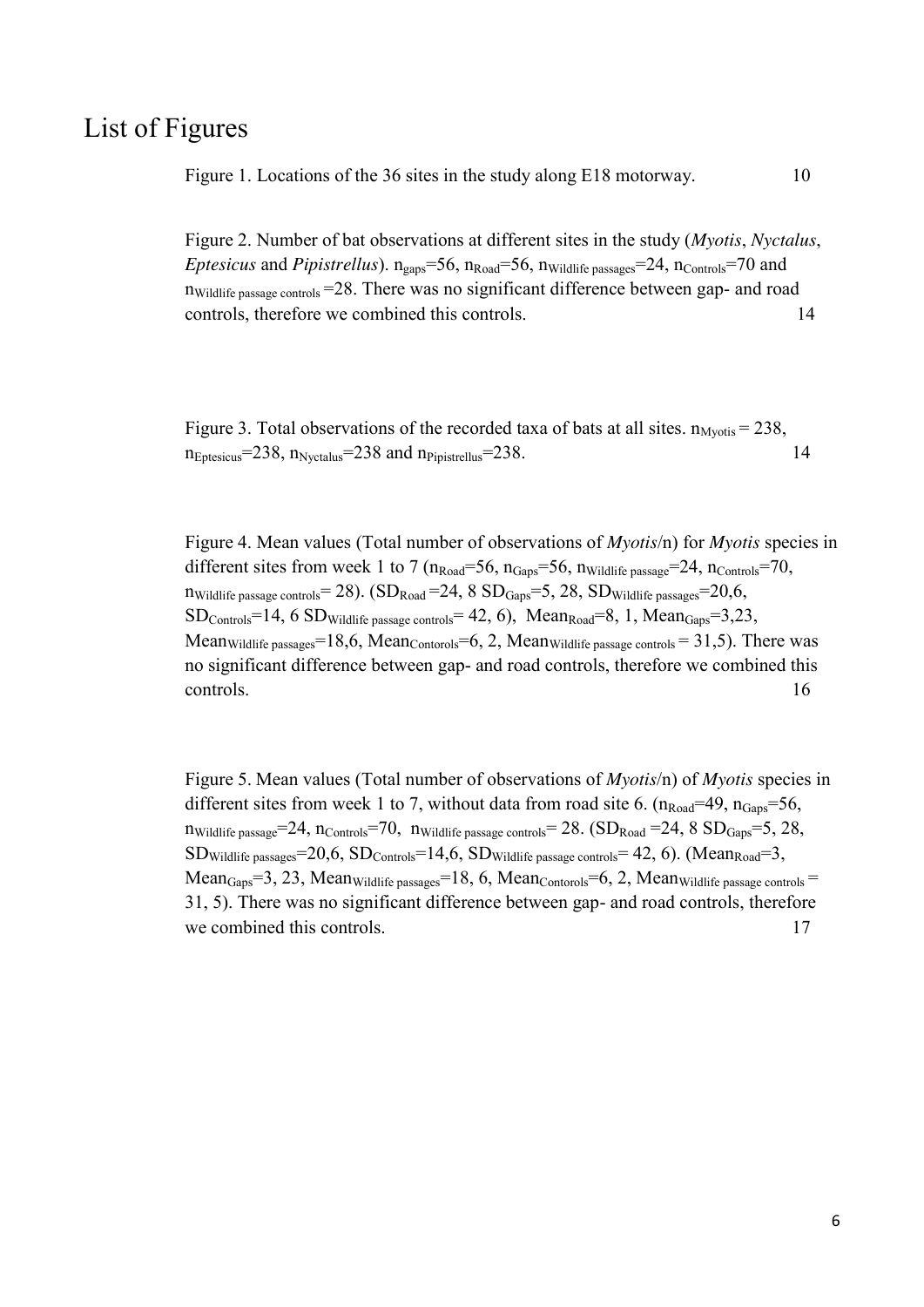# List of Figures

Figure 1. Locations of the 36 sites in the study along E18 motorway. 10

Figure 2. Number of bat observations at different sites in the study (*Myotis*, *Nyctalus*, *Eptesicus* and *Pipistrellus*). $n_{gaps}$=56, $n_{Road}$=56, $n_{Wildlife\ passages}$=24, $n_{Controls}$=70 and $n_{Wildlife\ passage\ controls}$ =28. There was no significant difference between gap- and road controls, therefore we combined this controls. 14

Figure 3. Total observations of the recorded taxa of bats at all sites. $n_{Myotis}$ = 238, $n_{Eptesicus}$=238, $n_{Nyctalus}$=238 and $n_{Pipistrellus}$=238. 14

Figure 4. Mean values (Total number of observations of *Myotis*/n) for *Myotis* species in different sites from week 1 to 7 ($n_{Road}$=56, $n_{Gaps}$=56, $n_{Wildlife\ passage}$=24, $n_{Controls}$=70, $n_{Wildlife\ passage\ controls}$= 28). ($SD_{Road}$ =24, 8 $SD_{Gaps}$=5, 28, $SD_{Wildlife\ passages}$=20,6, $SD_{Controls}$=14, 6 $SD_{Wildlife\ passage\ controls}$= 42, 6), $Mean_{Road}$=8, 1, $Mean_{Gaps}$=3,23, $Mean_{Wildlife\ passages}$=18,6, $Mean_{Contorols}$=6, 2, $Mean_{Wildlife\ passage\ controls}$ = 31,5). There was no significant difference between gap- and road controls, therefore we combined this controls. 16

Figure 5. Mean values (Total number of observations of *Myotis*/n) of *Myotis* species in different sites from week 1 to 7, without data from road site 6. ($n_{Road}$=49, $n_{Gaps}$=56, $n_{Wildlife\ passage}$=24, $n_{Controls}$=70, $n_{Wildlife\ passage\ controls}$= 28. ($SD_{Road}$ =24, 8 $SD_{Gaps}$=5, 28, $SD_{Wildlife\ passages}$=20,6, $SD_{Controls}$=14,6, $SD_{Wildlife\ passage\ controls}$= 42, 6). ($Mean_{Road}$=3, $Mean_{Gaps}$=3, 23, $Mean_{Wildlife\ passages}$=18, 6, $Mean_{Contorols}$=6, 2, $Mean_{Wildlife\ passage\ controls}$ = 31, 5). There was no significant difference between gap- and road controls, therefore we combined this controls. 17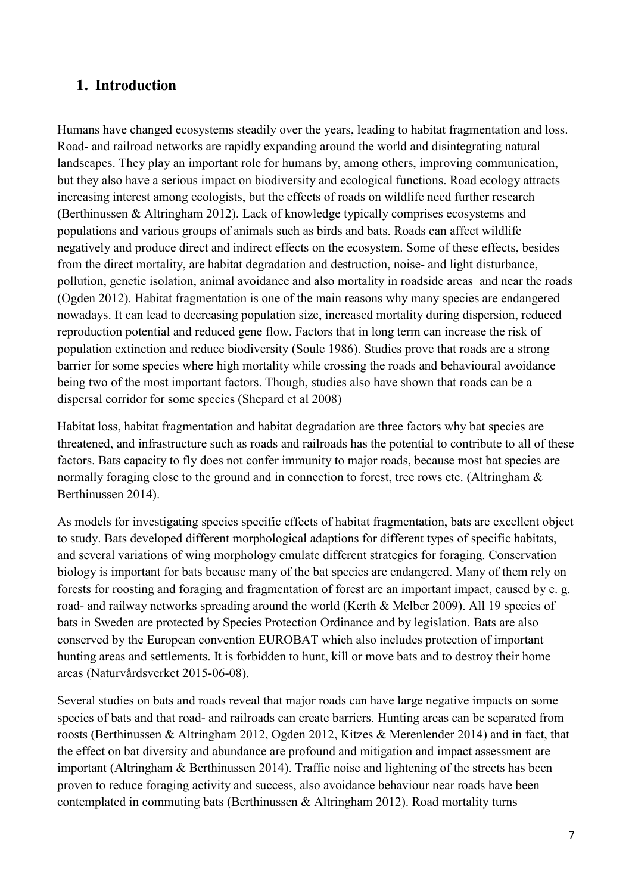## 1. Introduction

Humans have changed ecosystems steadily over the years, leading to habitat fragmentation and loss. Road- and railroad networks are rapidly expanding around the world and disintegrating natural landscapes. They play an important role for humans by, among others, improving communication, but they also have a serious impact on biodiversity and ecological functions. Road ecology attracts increasing interest among ecologists, but the effects of roads on wildlife need further research (Berthinussen & Altringham 2012). Lack of knowledge typically comprises ecosystems and populations and various groups of animals such as birds and bats. Roads can affect wildlife negatively and produce direct and indirect effects on the ecosystem. Some of these effects, besides from the direct mortality, are habitat degradation and destruction, noise- and light disturbance, pollution, genetic isolation, animal avoidance and also mortality in roadside areas and near the roads (Ogden 2012). Habitat fragmentation is one of the main reasons why many species are endangered nowadays. It can lead to decreasing population size, increased mortality during dispersion, reduced reproduction potential and reduced gene flow. Factors that in long term can increase the risk of population extinction and reduce biodiversity (Soule 1986). Studies prove that roads are a strong barrier for some species where high mortality while crossing the roads and behavioural avoidance being two of the most important factors. Though, studies also have shown that roads can be a dispersal corridor for some species (Shepard et al 2008)

Habitat loss, habitat fragmentation and habitat degradation are three factors why bat species are threatened, and infrastructure such as roads and railroads has the potential to contribute to all of these factors. Bats capacity to fly does not confer immunity to major roads, because most bat species are normally foraging close to the ground and in connection to forest, tree rows etc. (Altringham & Berthinussen 2014).

As models for investigating species specific effects of habitat fragmentation, bats are excellent object to study. Bats developed different morphological adaptions for different types of specific habitats, and several variations of wing morphology emulate different strategies for foraging. Conservation biology is important for bats because many of the bat species are endangered. Many of them rely on forests for roosting and foraging and fragmentation of forest are an important impact, caused by e. g. road- and railway networks spreading around the world (Kerth & Melber 2009). All 19 species of bats in Sweden are protected by Species Protection Ordinance and by legislation. Bats are also conserved by the European convention EUROBAT which also includes protection of important hunting areas and settlements. It is forbidden to hunt, kill or move bats and to destroy their home areas (Naturvårdsverket 2015-06-08).

Several studies on bats and roads reveal that major roads can have large negative impacts on some species of bats and that road- and railroads can create barriers. Hunting areas can be separated from roosts (Berthinussen & Altringham 2012, Ogden 2012, Kitzes & Merenlender 2014) and in fact, that the effect on bat diversity and abundance are profound and mitigation and impact assessment are important (Altringham & Berthinussen 2014). Traffic noise and lightening of the streets has been proven to reduce foraging activity and success, also avoidance behaviour near roads have been contemplated in commuting bats (Berthinussen & Altringham 2012). Road mortality turns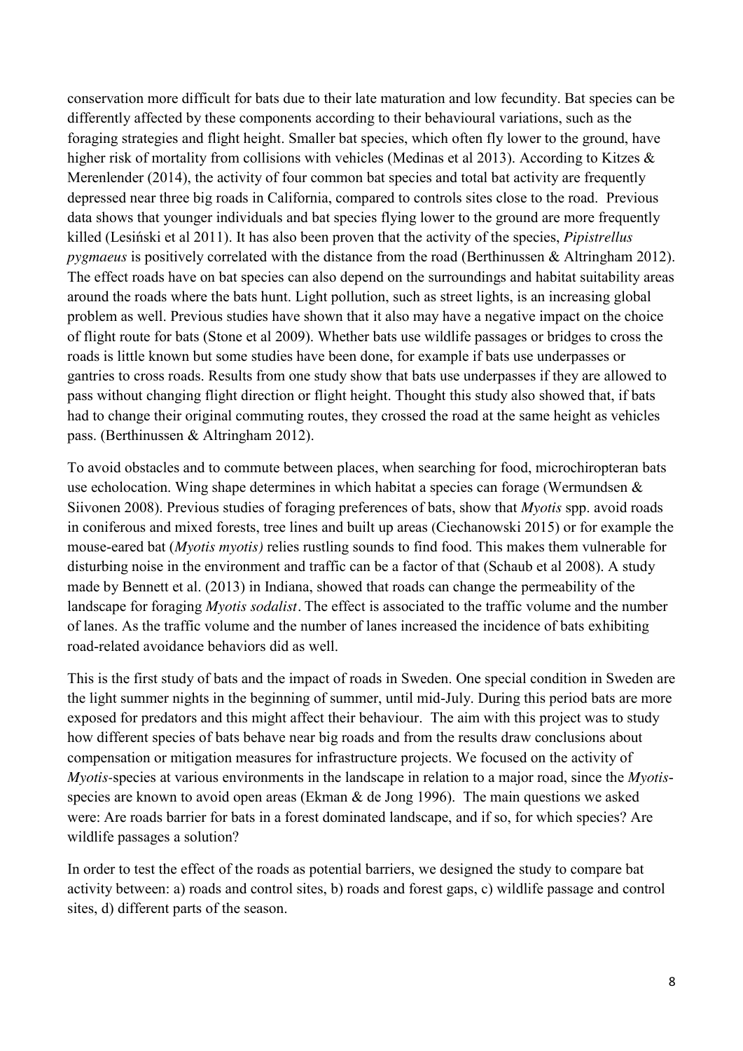conservation more difficult for bats due to their late maturation and low fecundity. Bat species can be differently affected by these components according to their behavioural variations, such as the foraging strategies and flight height. Smaller bat species, which often fly lower to the ground, have higher risk of mortality from collisions with vehicles (Medinas et al 2013). According to Kitzes & Merenlender (2014), the activity of four common bat species and total bat activity are frequently depressed near three big roads in California, compared to controls sites close to the road. Previous data shows that younger individuals and bat species flying lower to the ground are more frequently killed (Lesiński et al 2011). It has also been proven that the activity of the species, *Pipistrellus pygmaeus* is positively correlated with the distance from the road (Berthinussen & Altringham 2012). The effect roads have on bat species can also depend on the surroundings and habitat suitability areas around the roads where the bats hunt. Light pollution, such as street lights, is an increasing global problem as well. Previous studies have shown that it also may have a negative impact on the choice of flight route for bats (Stone et al 2009). Whether bats use wildlife passages or bridges to cross the roads is little known but some studies have been done, for example if bats use underpasses or gantries to cross roads. Results from one study show that bats use underpasses if they are allowed to pass without changing flight direction or flight height. Thought this study also showed that, if bats had to change their original commuting routes, they crossed the road at the same height as vehicles pass. (Berthinussen & Altringham 2012).

To avoid obstacles and to commute between places, when searching for food, microchiropteran bats use echolocation. Wing shape determines in which habitat a species can forage (Wermundsen & Siivonen 2008). Previous studies of foraging preferences of bats, show that *Myotis* spp. avoid roads in coniferous and mixed forests, tree lines and built up areas (Ciechanowski 2015) or for example the mouse-eared bat (*Myotis myotis)* relies rustling sounds to find food. This makes them vulnerable for disturbing noise in the environment and traffic can be a factor of that (Schaub et al 2008). A study made by Bennett et al. (2013) in Indiana, showed that roads can change the permeability of the landscape for foraging *Myotis sodalist*. The effect is associated to the traffic volume and the number of lanes. As the traffic volume and the number of lanes increased the incidence of bats exhibiting road-related avoidance behaviors did as well.

This is the first study of bats and the impact of roads in Sweden. One special condition in Sweden are the light summer nights in the beginning of summer, until mid-July. During this period bats are more exposed for predators and this might affect their behaviour. The aim with this project was to study how different species of bats behave near big roads and from the results draw conclusions about compensation or mitigation measures for infrastructure projects. We focused on the activity of *Myotis*-species at various environments in the landscape in relation to a major road, since the *Myotis*-species are known to avoid open areas (Ekman & de Jong 1996). The main questions we asked were: Are roads barrier for bats in a forest dominated landscape, and if so, for which species? Are wildlife passages a solution?

In order to test the effect of the roads as potential barriers, we designed the study to compare bat activity between: a) roads and control sites, b) roads and forest gaps, c) wildlife passage and control sites, d) different parts of the season.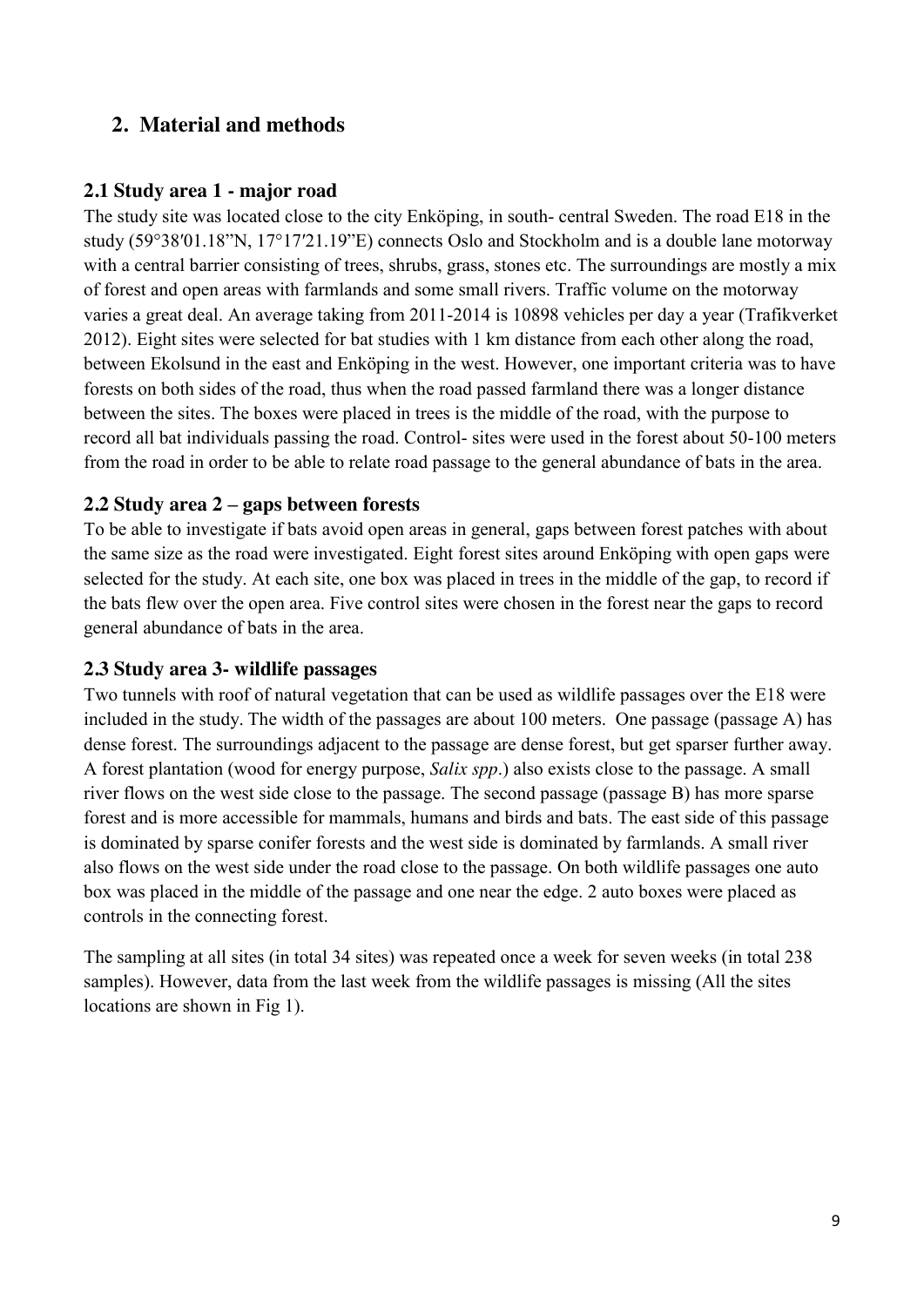## 2. Material and methods

### 2.1 Study area 1 - major road

The study site was located close to the city Enköping, in south- central Sweden. The road E18 in the study (59°38′01.18"N, 17°17′21.19"E) connects Oslo and Stockholm and is a double lane motorway with a central barrier consisting of trees, shrubs, grass, stones etc. The surroundings are mostly a mix of forest and open areas with farmlands and some small rivers. Traffic volume on the motorway varies a great deal. An average taking from 2011-2014 is 10898 vehicles per day a year (Trafikverket 2012). Eight sites were selected for bat studies with 1 km distance from each other along the road, between Ekolsund in the east and Enköping in the west. However, one important criteria was to have forests on both sides of the road, thus when the road passed farmland there was a longer distance between the sites. The boxes were placed in trees is the middle of the road, with the purpose to record all bat individuals passing the road. Control- sites were used in the forest about 50-100 meters from the road in order to be able to relate road passage to the general abundance of bats in the area.

### 2.2 Study area 2 – gaps between forests

To be able to investigate if bats avoid open areas in general, gaps between forest patches with about the same size as the road were investigated. Eight forest sites around Enköping with open gaps were selected for the study. At each site, one box was placed in trees in the middle of the gap, to record if the bats flew over the open area. Five control sites were chosen in the forest near the gaps to record general abundance of bats in the area.

### 2.3 Study area 3- wildlife passages

Two tunnels with roof of natural vegetation that can be used as wildlife passages over the E18 were included in the study. The width of the passages are about 100 meters. One passage (passage A) has dense forest. The surroundings adjacent to the passage are dense forest, but get sparser further away. A forest plantation (wood for energy purpose, *Salix spp*.) also exists close to the passage. A small river flows on the west side close to the passage. The second passage (passage B) has more sparse forest and is more accessible for mammals, humans and birds and bats. The east side of this passage is dominated by sparse conifer forests and the west side is dominated by farmlands. A small river also flows on the west side under the road close to the passage. On both wildlife passages one auto box was placed in the middle of the passage and one near the edge. 2 auto boxes were placed as controls in the connecting forest.

The sampling at all sites (in total 34 sites) was repeated once a week for seven weeks (in total 238 samples). However, data from the last week from the wildlife passages is missing (All the sites locations are shown in Fig 1).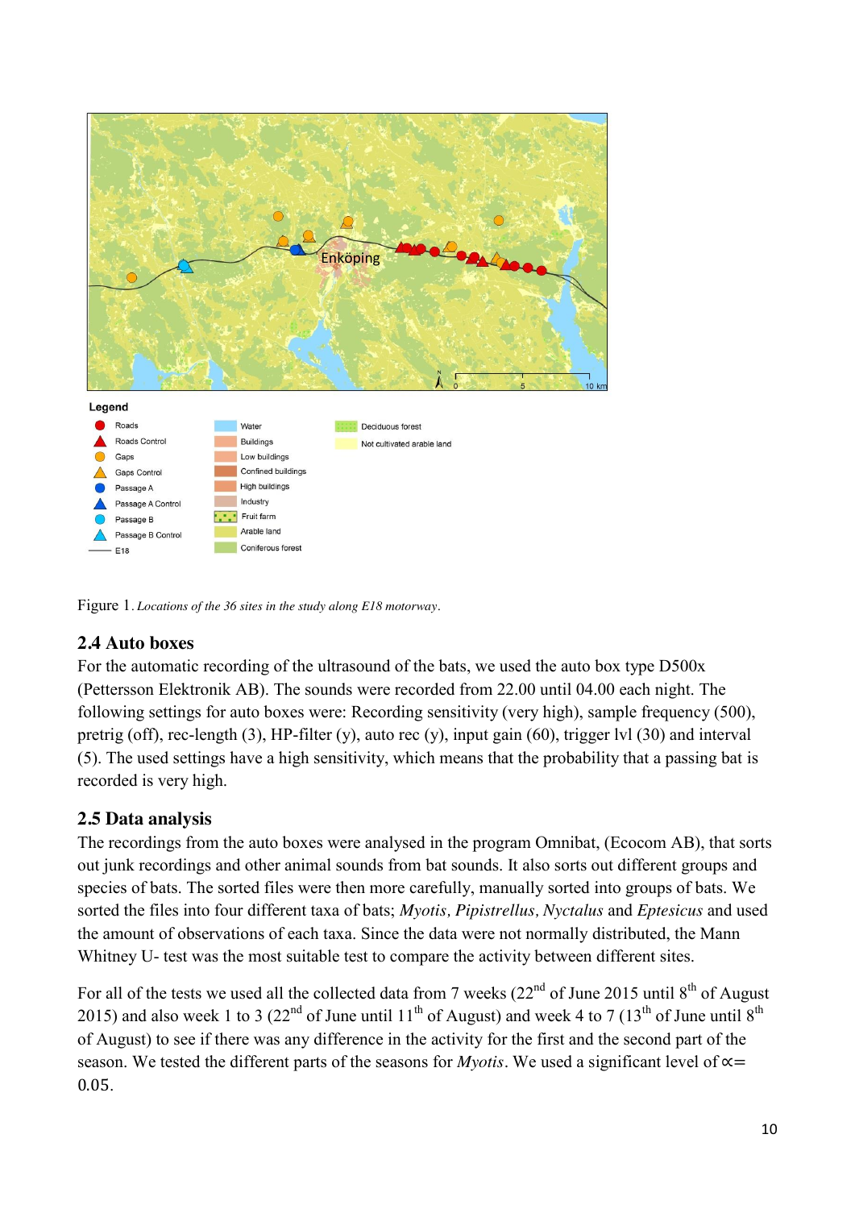Figure 1. *Locations of the 36 sites in the study along E18 motorway*.

## 2.4 Auto boxes

For the automatic recording of the ultrasound of the bats, we used the auto box type D500x (Pettersson Elektronik AB). The sounds were recorded from 22.00 until 04.00 each night. The following settings for auto boxes were: Recording sensitivity (very high), sample frequency (500), pretrig (off), rec-length (3), HP-filter (y), auto rec (y), input gain (60), trigger lvl (30) and interval (5). The used settings have a high sensitivity, which means that the probability that a passing bat is recorded is very high.

## 2.5 Data analysis

The recordings from the auto boxes were analysed in the program Omnibat, (Ecocom AB), that sorts out junk recordings and other animal sounds from bat sounds. It also sorts out different groups and species of bats. The sorted files were then more carefully, manually sorted into groups of bats. We sorted the files into four different taxa of bats; *Myotis*, *Pipistrellus*, *Nyctalus* and *Eptesicus* and used the amount of observations of each taxa. Since the data were not normally distributed, the Mann Whitney U- test was the most suitable test to compare the activity between different sites.

For all of the tests we used all the collected data from 7 weeks (22nd of June 2015 until 8th of August 2015) and also week 1 to 3 (22nd of June until 11th of August) and week 4 to 7 (13th of June until 8th of August) to see if there was any difference in the activity for the first and the second part of the season. We tested the different parts of the seasons for *Myotis*. We used a significant level of $\propto = 0.05$.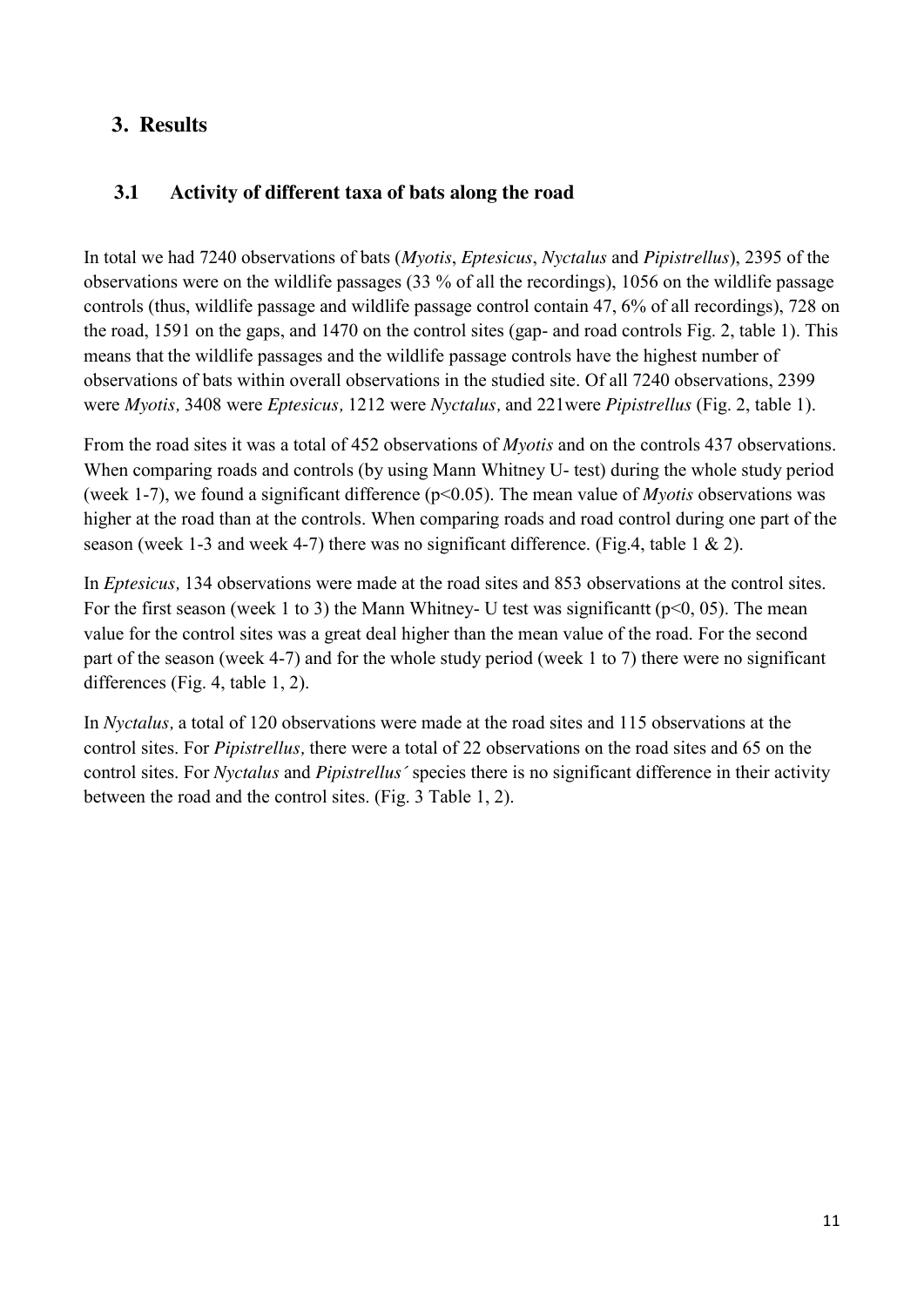## 3. Results

### 3.1 Activity of different taxa of bats along the road

In total we had 7240 observations of bats (*Myotis*, *Eptesicus*, *Nyctalus* and *Pipistrellus*), 2395 of the observations were on the wildlife passages (33 % of all the recordings), 1056 on the wildlife passage controls (thus, wildlife passage and wildlife passage control contain 47, 6% of all recordings), 728 on the road, 1591 on the gaps, and 1470 on the control sites (gap- and road controls Fig. 2, table 1). This means that the wildlife passages and the wildlife passage controls have the highest number of observations of bats within overall observations in the studied site. Of all 7240 observations, 2399 were *Myotis,* 3408 were *Eptesicus,* 1212 were *Nyctalus,* and 221were *Pipistrellus* (Fig. 2, table 1).

From the road sites it was a total of 452 observations of *Myotis* and on the controls 437 observations. When comparing roads and controls (by using Mann Whitney U- test) during the whole study period (week 1-7), we found a significant difference ($p<0.05$). The mean value of *Myotis* observations was higher at the road than at the controls. When comparing roads and road control during one part of the season (week 1-3 and week 4-7) there was no significant difference. (Fig.4, table 1 & 2).

In *Eptesicus,* 134 observations were made at the road sites and 853 observations at the control sites. For the first season (week 1 to 3) the Mann Whitney- U test was significantt ($p<0, 05$). The mean value for the control sites was a great deal higher than the mean value of the road. For the second part of the season (week 4-7) and for the whole study period (week 1 to 7) there were no significant differences (Fig. 4, table 1, 2).

In *Nyctalus,* a total of 120 observations were made at the road sites and 115 observations at the control sites. For *Pipistrellus,* there were a total of 22 observations on the road sites and 65 on the control sites. For *Nyctalus* and *Pipistrellus´* species there is no significant difference in their activity between the road and the control sites. (Fig. 3 Table 1, 2).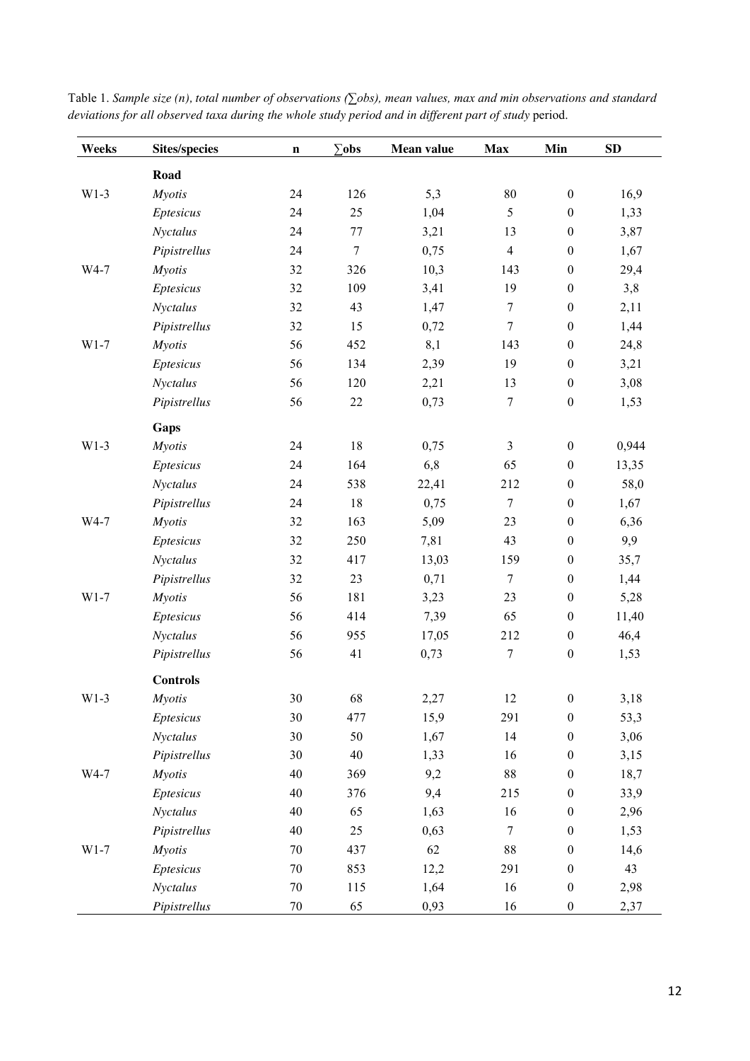Table 1. *Sample size (n), total number of observations (∑obs), mean values, max and min observations and standard deviations for all observed taxa during the whole study period and in different part of study* period.

| Weeks | Sites/species | n | ∑obs | Mean value | Max | Min | SD |
|---|---|---|---|---|---|---|---|
| | **Road** | | | | | | |
| W1-3 | *Myotis* | 24 | 126 | 5,3 | 80 | 0 | 16,9 |
| | *Eptesicus* | 24 | 25 | 1,04 | 5 | 0 | 1,33 |
| | *Nyctalus* | 24 | 77 | 3,21 | 13 | 0 | 3,87 |
| | *Pipistrellus* | 24 | 7 | 0,75 | 4 | 0 | 1,67 |
| W4-7 | *Myotis* | 32 | 326 | 10,3 | 143 | 0 | 29,4 |
| | *Eptesicus* | 32 | 109 | 3,41 | 19 | 0 | 3,8 |
| | *Nyctalus* | 32 | 43 | 1,47 | 7 | 0 | 2,11 |
| | *Pipistrellus* | 32 | 15 | 0,72 | 7 | 0 | 1,44 |
| W1-7 | *Myotis* | 56 | 452 | 8,1 | 143 | 0 | 24,8 |
| | *Eptesicus* | 56 | 134 | 2,39 | 19 | 0 | 3,21 |
| | *Nyctalus* | 56 | 120 | 2,21 | 13 | 0 | 3,08 |
| | *Pipistrellus* | 56 | 22 | 0,73 | 7 | 0 | 1,53 |
| | **Gaps** | | | | | | |
| W1-3 | *Myotis* | 24 | 18 | 0,75 | 3 | 0 | 0,944 |
| | *Eptesicus* | 24 | 164 | 6,8 | 65 | 0 | 13,35 |
| | *Nyctalus* | 24 | 538 | 22,41 | 212 | 0 | 58,0 |
| | *Pipistrellus* | 24 | 18 | 0,75 | 7 | 0 | 1,67 |
| W4-7 | *Myotis* | 32 | 163 | 5,09 | 23 | 0 | 6,36 |
| | *Eptesicus* | 32 | 250 | 7,81 | 43 | 0 | 9,9 |
| | *Nyctalus* | 32 | 417 | 13,03 | 159 | 0 | 35,7 |
| | *Pipistrellus* | 32 | 23 | 0,71 | 7 | 0 | 1,44 |
| W1-7 | *Myotis* | 56 | 181 | 3,23 | 23 | 0 | 5,28 |
| | *Eptesicus* | 56 | 414 | 7,39 | 65 | 0 | 11,40 |
| | *Nyctalus* | 56 | 955 | 17,05 | 212 | 0 | 46,4 |
| | *Pipistrellus* | 56 | 41 | 0,73 | 7 | 0 | 1,53 |
| | **Controls** | | | | | | |
| W1-3 | *Myotis* | 30 | 68 | 2,27 | 12 | 0 | 3,18 |
| | *Eptesicus* | 30 | 477 | 15,9 | 291 | 0 | 53,3 |
| | *Nyctalus* | 30 | 50 | 1,67 | 14 | 0 | 3,06 |
| | *Pipistrellus* | 30 | 40 | 1,33 | 16 | 0 | 3,15 |
| W4-7 | *Myotis* | 40 | 369 | 9,2 | 88 | 0 | 18,7 |
| | *Eptesicus* | 40 | 376 | 9,4 | 215 | 0 | 33,9 |
| | *Nyctalus* | 40 | 65 | 1,63 | 16 | 0 | 2,96 |
| | *Pipistrellus* | 40 | 25 | 0,63 | 7 | 0 | 1,53 |
| W1-7 | *Myotis* | 70 | 437 | 62 | 88 | 0 | 14,6 |
| | *Eptesicus* | 70 | 853 | 12,2 | 291 | 0 | 43 |
| | *Nyctalus* | 70 | 115 | 1,64 | 16 | 0 | 2,98 |
| | *Pipistrellus* | 70 | 65 | 0,93 | 16 | 0 | 2,37 |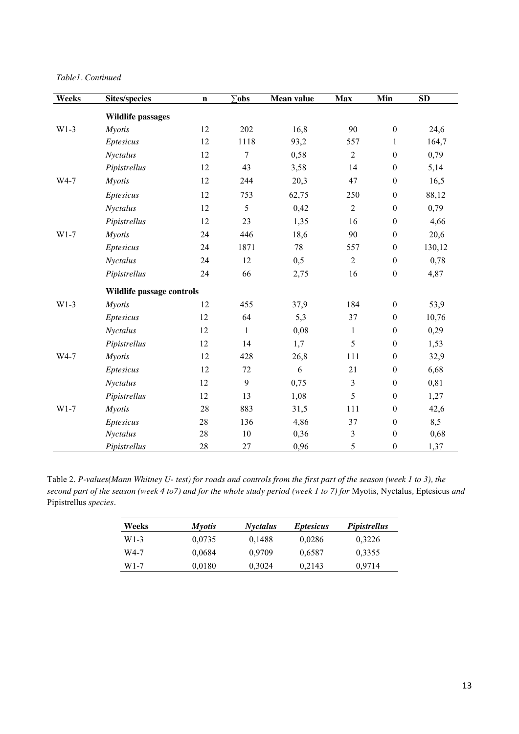*Table1. Continued*

| Weeks | Sites/species | n | ∑obs | Mean value | Max | Min | SD |
|---|---|---|---|---|---|---|---|
| | **Wildlife passages** | | | | | | |
| W1-3 | *Myotis* | 12 | 202 | 16,8 | 90 | 0 | 24,6 |
| | *Eptesicus* | 12 | 1118 | 93,2 | 557 | 1 | 164,7 |
| | *Nyctalus* | 12 | 7 | 0,58 | 2 | 0 | 0,79 |
| | *Pipistrellus* | 12 | 43 | 3,58 | 14 | 0 | 5,14 |
| W4-7 | *Myotis* | 12 | 244 | 20,3 | 47 | 0 | 16,5 |
| | *Eptesicus* | 12 | 753 | 62,75 | 250 | 0 | 88,12 |
| | *Nyctalus* | 12 | 5 | 0,42 | 2 | 0 | 0,79 |
| | *Pipistrellus* | 12 | 23 | 1,35 | 16 | 0 | 4,66 |
| W1-7 | *Myotis* | 24 | 446 | 18,6 | 90 | 0 | 20,6 |
| | *Eptesicus* | 24 | 1871 | 78 | 557 | 0 | 130,12 |
| | *Nyctalus* | 24 | 12 | 0,5 | 2 | 0 | 0,78 |
| | *Pipistrellus* | 24 | 66 | 2,75 | 16 | 0 | 4,87 |
| | **Wildlife passage controls** | | | | | | |
| W1-3 | *Myotis* | 12 | 455 | 37,9 | 184 | 0 | 53,9 |
| | *Eptesicus* | 12 | 64 | 5,3 | 37 | 0 | 10,76 |
| | *Nyctalus* | 12 | 1 | 0,08 | 1 | 0 | 0,29 |
| | *Pipistrellus* | 12 | 14 | 1,7 | 5 | 0 | 1,53 |
| W4-7 | *Myotis* | 12 | 428 | 26,8 | 111 | 0 | 32,9 |
| | *Eptesicus* | 12 | 72 | 6 | 21 | 0 | 6,68 |
| | *Nyctalus* | 12 | 9 | 0,75 | 3 | 0 | 0,81 |
| | *Pipistrellus* | 12 | 13 | 1,08 | 5 | 0 | 1,27 |
| W1-7 | *Myotis* | 28 | 883 | 31,5 | 111 | 0 | 42,6 |
| | *Eptesicus* | 28 | 136 | 4,86 | 37 | 0 | 8,5 |
| | *Nyctalus* | 28 | 10 | 0,36 | 3 | 0 | 0,68 |
| | *Pipistrellus* | 28 | 27 | 0,96 | 5 | 0 | 1,37 |

Table 2. *P-values(Mann Whitney U- test) for roads and controls from the first part of the season (week 1 to 3), the second part of the season (week 4 to7) and for the whole study period (week 1 to 7) for* Myotis, Nyctalus, Eptesicus *and* Pipistrellus *species*.

| Weeks | *Myotis* | *Nyctalus* | *Eptesicus* | *Pipistrellus* |
|---|---|---|---|---|
| W1-3 | 0,0735 | 0,1488 | 0,0286 | 0,3226 |
| W4-7 | 0,0684 | 0,9709 | 0,6587 | 0,3355 |
| W1-7 | 0,0180 | 0,3024 | 0,2143 | 0,9714 |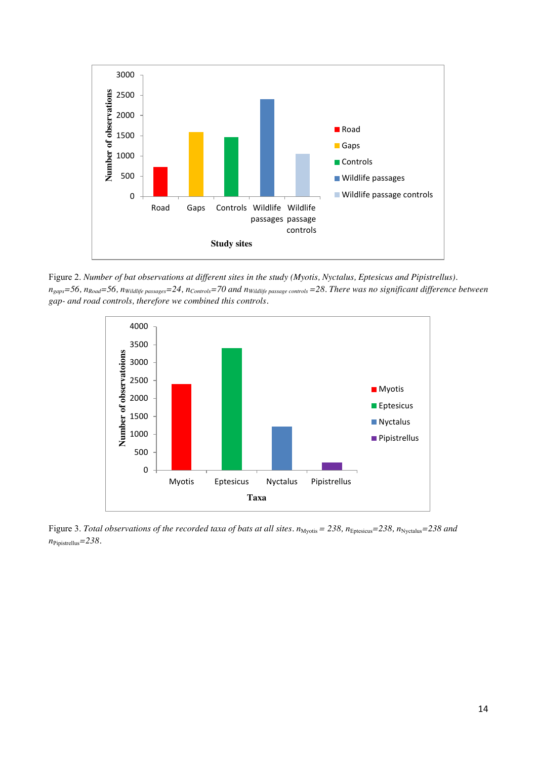Figure 2. *Number of bat observations at different sites in the study (Myotis, Nyctalus, Eptesicus and Pipistrellus).* $n_{gaps}$*=56,* $n_{Road}$*=56,* $n_{Wildlife\ passages}$*=24,* $n_{Controls}$*=70 and* $n_{Wildlife\ passage\ controls}$ *=28. There was no significant difference between gap- and road controls, therefore we combined this controls*.

Figure 3. *Total observations of the recorded taxa of bats at all sites*. $n_{Myotis}$ *= 238,* $n_{Eptesicus}$*=238,* $n_{Nyctalus}$*=238 and* $n_{Pipistrellus}$*=238*.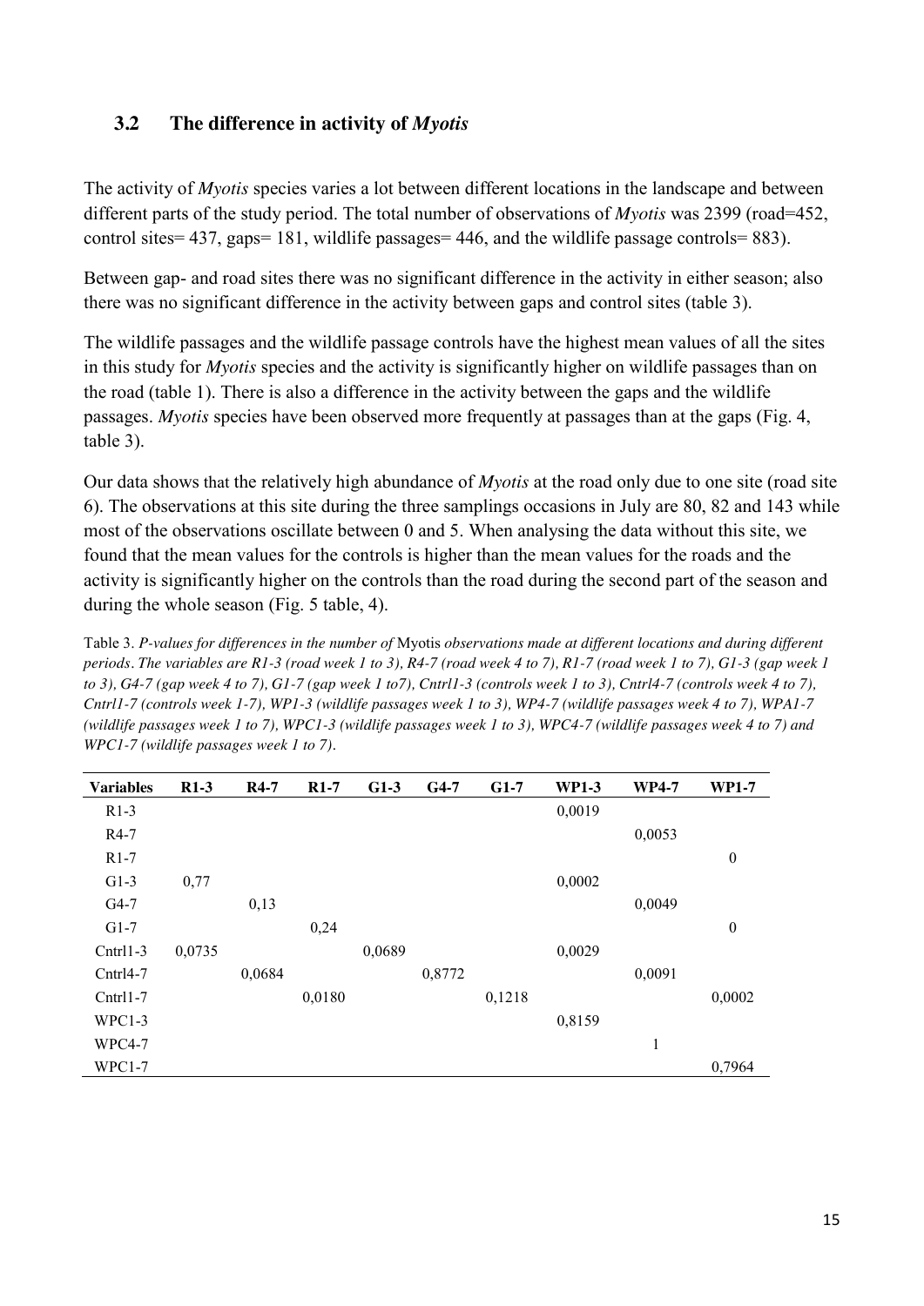### 3.2 The difference in activity of *Myotis*

The activity of *Myotis* species varies a lot between different locations in the landscape and between different parts of the study period. The total number of observations of *Myotis* was 2399 (road=452, control sites= 437, gaps= 181, wildlife passages= 446, and the wildlife passage controls= 883).

Between gap- and road sites there was no significant difference in the activity in either season; also there was no significant difference in the activity between gaps and control sites (table 3).

The wildlife passages and the wildlife passage controls have the highest mean values of all the sites in this study for *Myotis* species and the activity is significantly higher on wildlife passages than on the road (table 1). There is also a difference in the activity between the gaps and the wildlife passages. *Myotis* species have been observed more frequently at passages than at the gaps (Fig. 4, table 3).

Our data shows that the relatively high abundance of *Myotis* at the road only due to one site (road site 6). The observations at this site during the three samplings occasions in July are 80, 82 and 143 while most of the observations oscillate between 0 and 5. When analysing the data without this site, we found that the mean values for the controls is higher than the mean values for the roads and the activity is significantly higher on the controls than the road during the second part of the season and during the whole season (Fig. 5 table, 4).

Table 3. *P-values for differences in the number of* Myotis *observations made at different locations and during different periods. The variables are R1-3 (road week 1 to 3), R4-7 (road week 4 to 7), R1-7 (road week 1 to 7), G1-3 (gap week 1 to 3), G4-7 (gap week 4 to 7), G1-7 (gap week 1 to7), Cntrl1-3 (controls week 1 to 3), Cntrl4-7 (controls week 4 to 7), Cntrl1-7 (controls week 1-7), WP1-3 (wildlife passages week 1 to 3), WP4-7 (wildlife passages week 4 to 7), WPA1-7 (wildlife passages week 1 to 7), WPC1-3 (wildlife passages week 1 to 3), WPC4-7 (wildlife passages week 4 to 7) and WPC1-7 (wildlife passages week 1 to 7).*

| Variables | R1-3 | R4-7 | R1-7 | G1-3 | G4-7 | G1-7 | WP1-3 | WP4-7 | WP1-7 |
|---|---|---|---|---|---|---|---|---|---|
| R1-3 | | | | | | | 0,0019 | | |
| R4-7 | | | | | | | | 0,0053 | |
| R1-7 | | | | | | | | | 0 |
| G1-3 | 0,77 | | | | | | 0,0002 | | |
| G4-7 | | 0,13 | | | | | | 0,0049 | |
| G1-7 | | | 0,24 | | | | | | 0 |
| Cntrl1-3 | 0,0735 | | | 0,0689 | | | 0,0029 | | |
| Cntrl4-7 | | 0,0684 | | | 0,8772 | | | 0,0091 | |
| Cntrl1-7 | | | 0,0180 | | | 0,1218 | | | 0,0002 |
| WPC1-3 | | | | | | | 0,8159 | | |
| WPC4-7 | | | | | | | | 1 | |
| WPC1-7 | | | | | | | | | 0,7964 |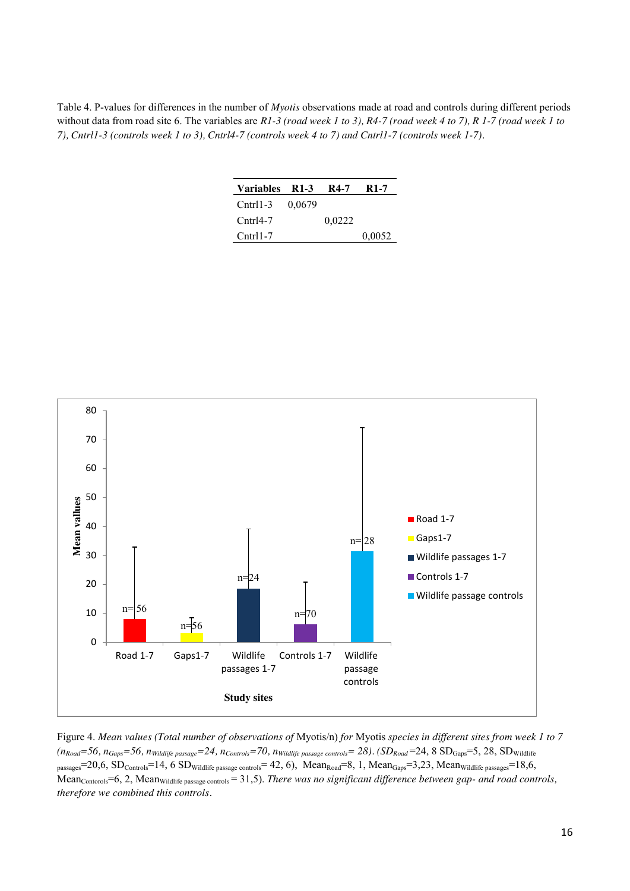Table 4. P-values for differences in the number of *Myotis* observations made at road and controls during different periods without data from road site 6. The variables are *R1-3 (road week 1 to 3), R4-7 (road week 4 to 7), R 1-7 (road week 1 to 7), Cntrl1-3 (controls week 1 to 3), Cntrl4-7 (controls week 4 to 7) and Cntrl1-7 (controls week 1-7)*.

| Variables | R1-3 | R4-7 | R1-7 |
|---|---|---|---|
| Cntrl1-3 | 0,0679 | | |
| Cntrl4-7 | | 0,0222 | |
| Cntrl1-7 | | | 0,0052 |

Figure 4. *Mean values (Total number of observations of* Myotis/n) *for* Myotis *species in different sites from week 1 to 7* ($n_{Road}$*=56,* $n_{Gaps}$*=56,* $n_{Wildlife\ passage}$*=24,* $n_{Controls}$*=70,* $n_{Wildlife\ passage\ controls}$*= 28). (*$SD_{Road}$=24, 8 $SD_{Gaps}$=5, 28, $SD_{Wildlife\ passages}$=20,6, $SD_{Controls}$=14, 6 $SD_{Wildlife\ passage\ controls}$= 42, 6), $Mean_{Road}$=8, 1, $Mean_{Gaps}$=3,23, $Mean_{Wildlife\ passages}$=18,6, $Mean_{Contorols}$=6, 2, $Mean_{Wildlife\ passage\ controls}$ = 31,5). *There was no significant difference between gap- and road controls, therefore we combined this controls*.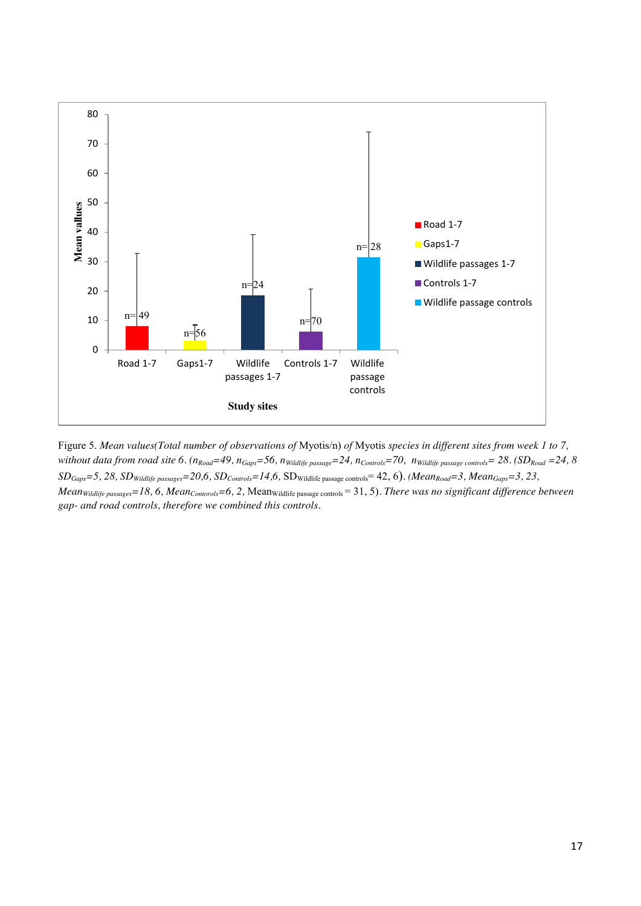Figure 5. *Mean values(Total number of observations of* Myotis/n) *of* Myotis *species in different sites from week 1 to 7, without data from road site 6*. *($n_{Road}$=49, $n_{Gaps}$=56, $n_{Wildlife\ passage}$=24, $n_{Controls}$=70, $n_{Wildlife\ passage\ controls}$= 28*. *($SD_{Road}$ =24, 8 $SD_{Gaps}$=5, 28, $SD_{Wildlife\ passages}$=20,6, $SD_{Controls}$=14,6,* $SD_{Wildlife\ passage\ controls}$= 42, 6). *($Mean_{Road}$=3, $Mean_{Gaps}$=3, 23, $Mean_{Wildlife\ passages}$=18, 6, $Mean_{Contorols}$=6, 2,* $Mean_{Wildlife\ passage\ controls}$ = 31, 5). *There was no significant difference between gap- and road controls, therefore we combined this controls*.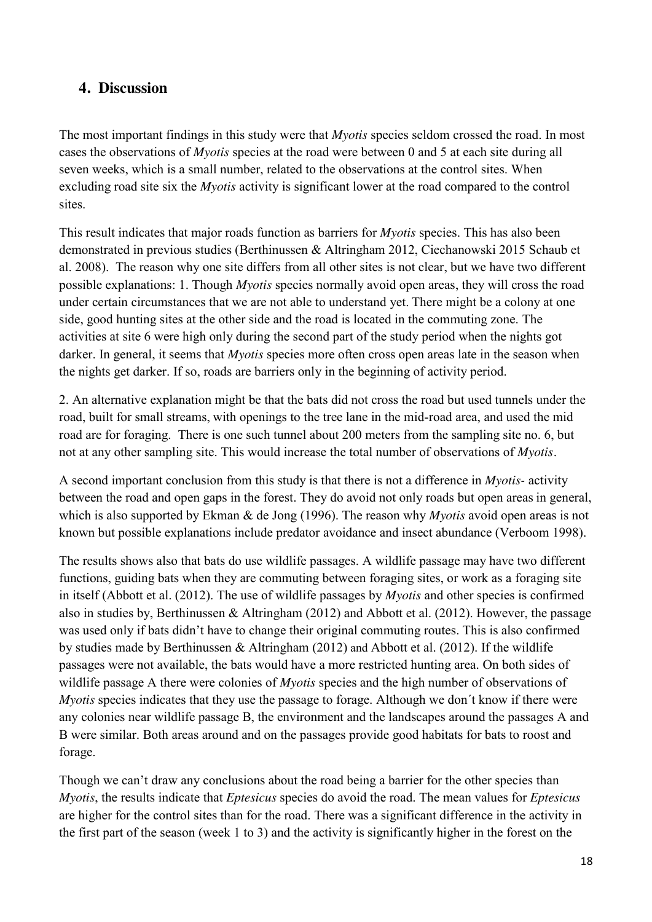## 4. Discussion

The most important findings in this study were that *Myotis* species seldom crossed the road. In most cases the observations of *Myotis* species at the road were between 0 and 5 at each site during all seven weeks, which is a small number, related to the observations at the control sites. When excluding road site six the *Myotis* activity is significant lower at the road compared to the control sites.

This result indicates that major roads function as barriers for *Myotis* species. This has also been demonstrated in previous studies (Berthinussen & Altringham 2012, Ciechanowski 2015 Schaub et al. 2008). The reason why one site differs from all other sites is not clear, but we have two different possible explanations: 1. Though *Myotis* species normally avoid open areas, they will cross the road under certain circumstances that we are not able to understand yet. There might be a colony at one side, good hunting sites at the other side and the road is located in the commuting zone. The activities at site 6 were high only during the second part of the study period when the nights got darker. In general, it seems that *Myotis* species more often cross open areas late in the season when the nights get darker. If so, roads are barriers only in the beginning of activity period.

2. An alternative explanation might be that the bats did not cross the road but used tunnels under the road, built for small streams, with openings to the tree lane in the mid-road area, and used the mid road are for foraging. There is one such tunnel about 200 meters from the sampling site no. 6, but not at any other sampling site. This would increase the total number of observations of *Myotis*.

A second important conclusion from this study is that there is not a difference in *Myotis*- activity between the road and open gaps in the forest. They do avoid not only roads but open areas in general, which is also supported by Ekman & de Jong (1996). The reason why *Myotis* avoid open areas is not known but possible explanations include predator avoidance and insect abundance (Verboom 1998).

The results shows also that bats do use wildlife passages. A wildlife passage may have two different functions, guiding bats when they are commuting between foraging sites, or work as a foraging site in itself (Abbott et al. (2012). The use of wildlife passages by *Myotis* and other species is confirmed also in studies by, Berthinussen & Altringham (2012) and Abbott et al. (2012). However, the passage was used only if bats didn't have to change their original commuting routes. This is also confirmed by studies made by Berthinussen & Altringham (2012) and Abbott et al. (2012). If the wildlife passages were not available, the bats would have a more restricted hunting area. On both sides of wildlife passage A there were colonies of *Myotis* species and the high number of observations of *Myotis* species indicates that they use the passage to forage. Although we don´t know if there were any colonies near wildlife passage B, the environment and the landscapes around the passages A and B were similar. Both areas around and on the passages provide good habitats for bats to roost and forage.

Though we can't draw any conclusions about the road being a barrier for the other species than *Myotis*, the results indicate that *Eptesicus* species do avoid the road. The mean values for *Eptesicus* are higher for the control sites than for the road. There was a significant difference in the activity in the first part of the season (week 1 to 3) and the activity is significantly higher in the forest on the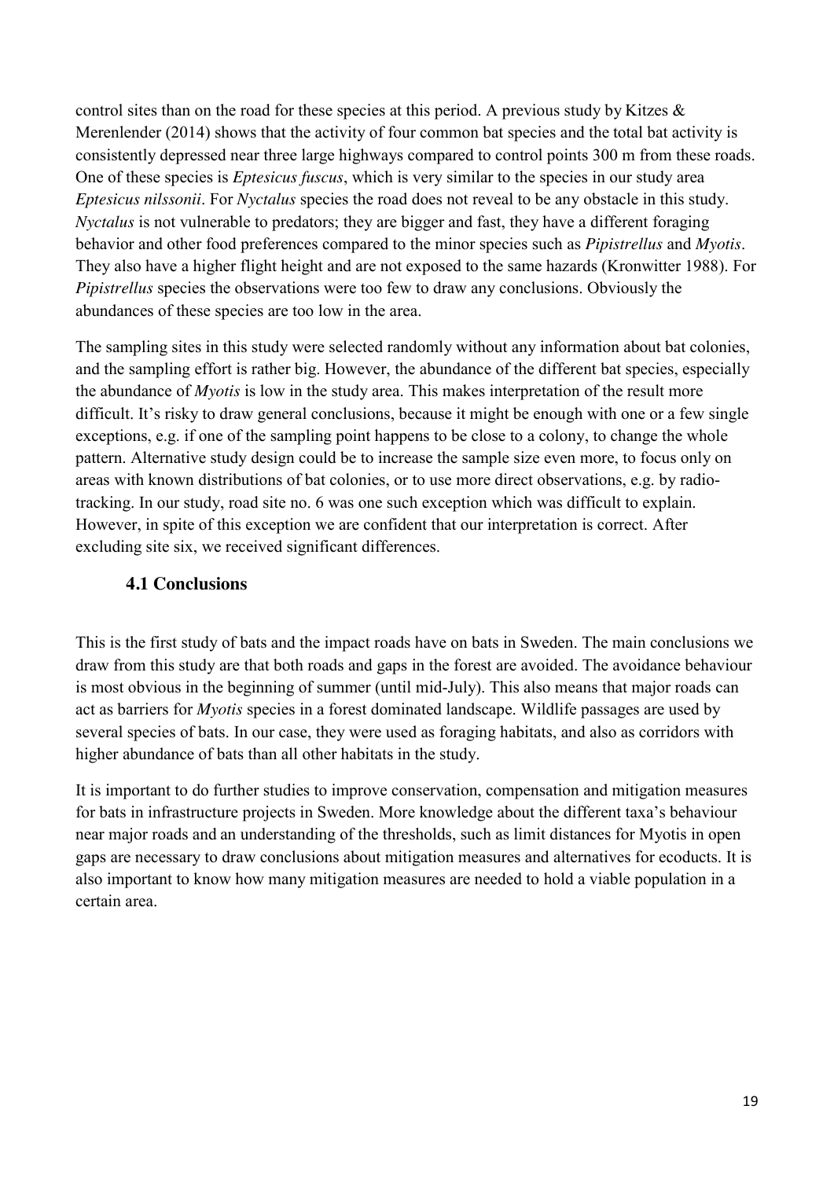control sites than on the road for these species at this period. A previous study by Kitzes & Merenlender (2014) shows that the activity of four common bat species and the total bat activity is consistently depressed near three large highways compared to control points 300 m from these roads. One of these species is *Eptesicus fuscus*, which is very similar to the species in our study area *Eptesicus nilssonii*. For *Nyctalus* species the road does not reveal to be any obstacle in this study. *Nyctalus* is not vulnerable to predators; they are bigger and fast, they have a different foraging behavior and other food preferences compared to the minor species such as *Pipistrellus* and *Myotis*. They also have a higher flight height and are not exposed to the same hazards (Kronwitter 1988). For *Pipistrellus* species the observations were too few to draw any conclusions. Obviously the abundances of these species are too low in the area.

The sampling sites in this study were selected randomly without any information about bat colonies, and the sampling effort is rather big. However, the abundance of the different bat species, especially the abundance of *Myotis* is low in the study area. This makes interpretation of the result more difficult. It's risky to draw general conclusions, because it might be enough with one or a few single exceptions, e.g. if one of the sampling point happens to be close to a colony, to change the whole pattern. Alternative study design could be to increase the sample size even more, to focus only on areas with known distributions of bat colonies, or to use more direct observations, e.g. by radio-tracking. In our study, road site no. 6 was one such exception which was difficult to explain. However, in spite of this exception we are confident that our interpretation is correct. After excluding site six, we received significant differences.

## 4.1 Conclusions

This is the first study of bats and the impact roads have on bats in Sweden. The main conclusions we draw from this study are that both roads and gaps in the forest are avoided. The avoidance behaviour is most obvious in the beginning of summer (until mid-July). This also means that major roads can act as barriers for *Myotis* species in a forest dominated landscape. Wildlife passages are used by several species of bats. In our case, they were used as foraging habitats, and also as corridors with higher abundance of bats than all other habitats in the study.

It is important to do further studies to improve conservation, compensation and mitigation measures for bats in infrastructure projects in Sweden. More knowledge about the different taxa's behaviour near major roads and an understanding of the thresholds, such as limit distances for Myotis in open gaps are necessary to draw conclusions about mitigation measures and alternatives for ecoducts. It is also important to know how many mitigation measures are needed to hold a viable population in a certain area.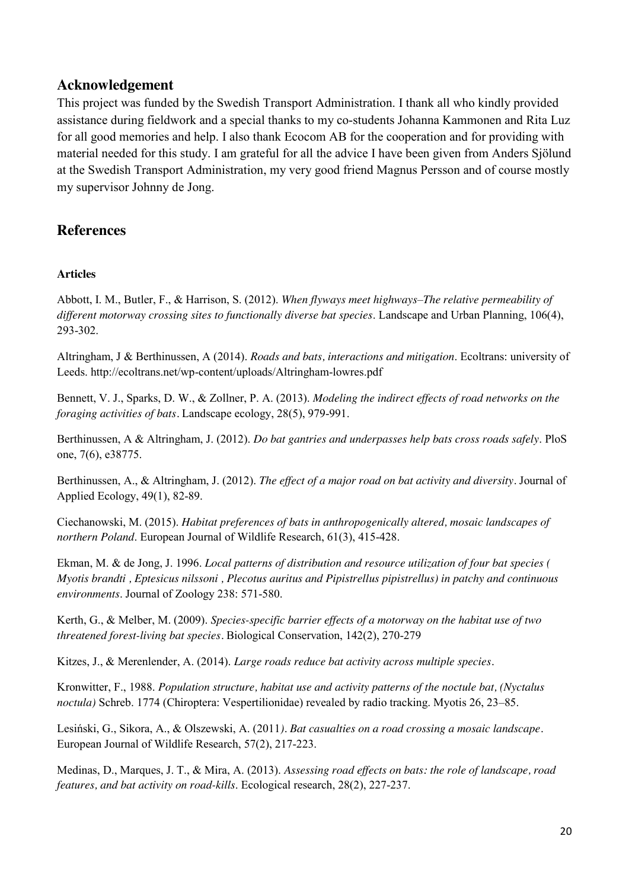## Acknowledgement

This project was funded by the Swedish Transport Administration. I thank all who kindly provided assistance during fieldwork and a special thanks to my co-students Johanna Kammonen and Rita Luz for all good memories and help. I also thank Ecocom AB for the cooperation and for providing with material needed for this study. I am grateful for all the advice I have been given from Anders Sjölund at the Swedish Transport Administration, my very good friend Magnus Persson and of course mostly my supervisor Johnny de Jong.

## References

### Articles

Abbott, I. M., Butler, F., & Harrison, S. (2012). *When flyways meet highways–The relative permeability of different motorway crossing sites to functionally diverse bat species*. Landscape and Urban Planning, 106(4), 293-302.

Altringham, J & Berthinussen, A (2014). *Roads and bats, interactions and mitigation*. Ecoltrans: university of Leeds. http://ecoltrans.net/wp-content/uploads/Altringham-lowres.pdf

Bennett, V. J., Sparks, D. W., & Zollner, P. A. (2013). *Modeling the indirect effects of road networks on the foraging activities of bats*. Landscape ecology, 28(5), 979-991.

Berthinussen, A & Altringham, J. (2012). *Do bat gantries and underpasses help bats cross roads safely*. PloS one, 7(6), e38775.

Berthinussen, A., & Altringham, J. (2012). *The effect of a major road on bat activity and diversity*. Journal of Applied Ecology, 49(1), 82-89.

Ciechanowski, M. (2015). *Habitat preferences of bats in anthropogenically altered, mosaic landscapes of northern Poland*. European Journal of Wildlife Research, 61(3), 415-428.

Ekman, M. & de Jong, J. 1996. *Local patterns of distribution and resource utilization of four bat species ( Myotis brandti , Eptesicus nilssoni , Plecotus auritus and Pipistrellus pipistrellus) in patchy and continuous environments*. Journal of Zoology 238: 571-580.

Kerth, G., & Melber, M. (2009). *Species-specific barrier effects of a motorway on the habitat use of two threatened forest-living bat species*. Biological Conservation, 142(2), 270-279

Kitzes, J., & Merenlender, A. (2014). *Large roads reduce bat activity across multiple species*.

Kronwitter, F., 1988. *Population structure, habitat use and activity patterns of the noctule bat, (Nyctalus noctula)* Schreb. 1774 (Chiroptera: Vespertilionidae) revealed by radio tracking. Myotis 26, 23–85.

Lesiński, G., Sikora, A., & Olszewski, A. (2011*). Bat casualties on a road crossing a mosaic landscape*. European Journal of Wildlife Research, 57(2), 217-223.

Medinas, D., Marques, J. T., & Mira, A. (2013). *Assessing road effects on bats: the role of landscape, road features, and bat activity on road-kills*. Ecological research, 28(2), 227-237.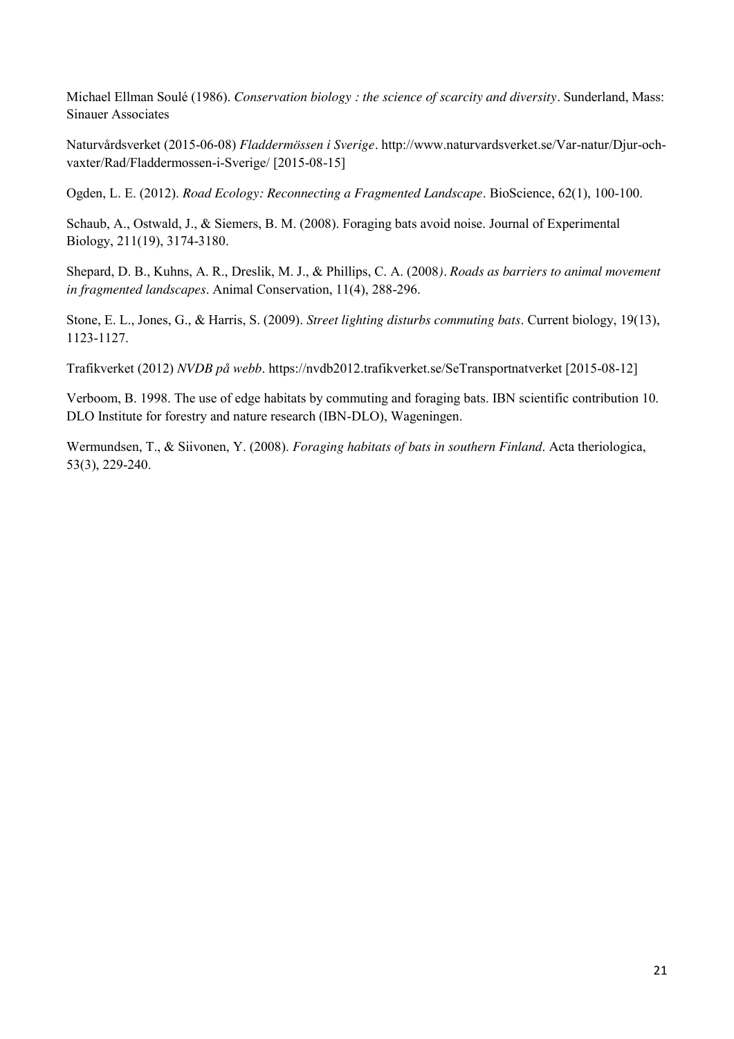Michael Ellman Soulé (1986). *Conservation biology : the science of scarcity and diversity*. Sunderland, Mass: Sinauer Associates

Naturvårdsverket (2015-06-08) *Fladdermössen i Sverige*. http://www.naturvardsverket.se/Var-natur/Djur-och-vaxter/Rad/Fladdermossen-i-Sverige/ [2015-08-15]

Ogden, L. E. (2012). *Road Ecology: Reconnecting a Fragmented Landscape*. BioScience, 62(1), 100-100.

Schaub, A., Ostwald, J., & Siemers, B. M. (2008). Foraging bats avoid noise. Journal of Experimental Biology, 211(19), 3174-3180.

Shepard, D. B., Kuhns, A. R., Dreslik, M. J., & Phillips, C. A. (2008*)*. *Roads as barriers to animal movement in fragmented landscapes*. Animal Conservation, 11(4), 288-296.

Stone, E. L., Jones, G., & Harris, S. (2009). *Street lighting disturbs commuting bats*. Current biology, 19(13), 1123-1127.

Trafikverket (2012) *NVDB på webb*. https://nvdb2012.trafikverket.se/SeTransportnatverket [2015-08-12]

Verboom, B. 1998. The use of edge habitats by commuting and foraging bats. IBN scientific contribution 10. DLO Institute for forestry and nature research (IBN-DLO), Wageningen.

Wermundsen, T., & Siivonen, Y. (2008). *Foraging habitats of bats in southern Finland*. Acta theriologica, 53(3), 229-240.